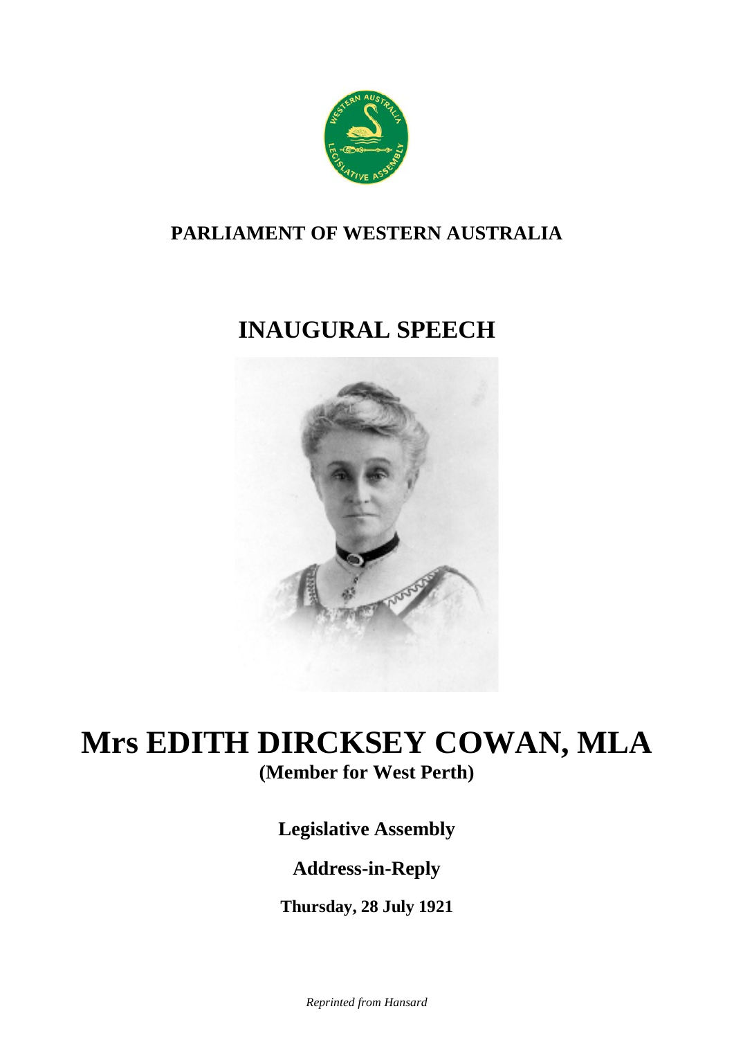**PARLIAMENT OF WESTERN AUSTRALIA**

# INAUGURAL SPEECH

# Mrs EDITH DIRCKSEY COWAN, MLA

**(Member for West Perth)**

**Legislative Assembly**

**Address-in-Reply**

**Thursday, 28 July 1921**

*Reprinted from Hansard*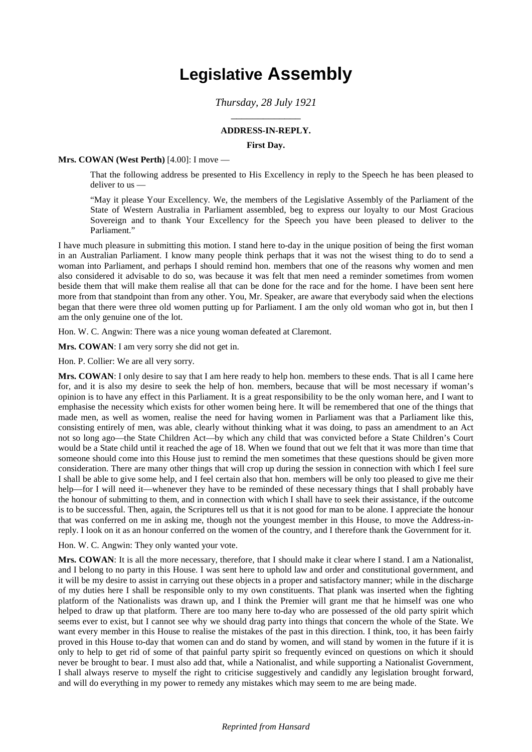# Legislative Assembly

*Thursday, 28 July 1921*

---

**ADDRESS-IN-REPLY.**

**First Day.**

**Mrs. COWAN (West Perth)** [4.00]: I move —

> That the following address be presented to His Excellency in reply to the Speech he has been pleased to deliver to us —
>
> "May it please Your Excellency. We, the members of the Legislative Assembly of the Parliament of the State of Western Australia in Parliament assembled, beg to express our loyalty to our Most Gracious Sovereign and to thank Your Excellency for the Speech you have been pleased to deliver to the Parliament."

I have much pleasure in submitting this motion. I stand here to-day in the unique position of being the first woman in an Australian Parliament. I know many people think perhaps that it was not the wisest thing to do to send a woman into Parliament, and perhaps I should remind hon. members that one of the reasons why women and men also considered it advisable to do so, was because it was felt that men need a reminder sometimes from women beside them that will make them realise all that can be done for the race and for the home. I have been sent here more from that standpoint than from any other. You, Mr. Speaker, are aware that everybody said when the elections began that there were three old women putting up for Parliament. I am the only old woman who got in, but then I am the only genuine one of the lot.

Hon. W. C. Angwin: There was a nice young woman defeated at Claremont.

**Mrs. COWAN**: I am very sorry she did not get in.

Hon. P. Collier: We are all very sorry.

**Mrs. COWAN**: I only desire to say that I am here ready to help hon. members to these ends. That is all I came here for, and it is also my desire to seek the help of hon. members, because that will be most necessary if woman's opinion is to have any effect in this Parliament. It is a great responsibility to be the only woman here, and I want to emphasise the necessity which exists for other women being here. It will be remembered that one of the things that made men, as well as women, realise the need for having women in Parliament was that a Parliament like this, consisting entirely of men, was able, clearly without thinking what it was doing, to pass an amendment to an Act not so long ago—the State Children Act—by which any child that was convicted before a State Children's Court would be a State child until it reached the age of 18. When we found that out we felt that it was more than time that someone should come into this House just to remind the men sometimes that these questions should be given more consideration. There are many other things that will crop up during the session in connection with which I feel sure I shall be able to give some help, and I feel certain also that hon. members will be only too pleased to give me their help—for I will need it—whenever they have to be reminded of these necessary things that I shall probably have the honour of submitting to them, and in connection with which I shall have to seek their assistance, if the outcome is to be successful. Then, again, the Scriptures tell us that it is not good for man to be alone. I appreciate the honour that was conferred on me in asking me, though not the youngest member in this House, to move the Address-in-reply. I look on it as an honour conferred on the women of the country, and I therefore thank the Government for it.

Hon. W. C. Angwin: They only wanted your vote.

**Mrs. COWAN**: It is all the more necessary, therefore, that I should make it clear where I stand. I am a Nationalist, and I belong to no party in this House. I was sent here to uphold law and order and constitutional government, and it will be my desire to assist in carrying out these objects in a proper and satisfactory manner; while in the discharge of my duties here I shall be responsible only to my own constituents. That plank was inserted when the fighting platform of the Nationalists was drawn up, and I think the Premier will grant me that he himself was one who helped to draw up that platform. There are too many here to-day who are possessed of the old party spirit which seems ever to exist, but I cannot see why we should drag party into things that concern the whole of the State. We want every member in this House to realise the mistakes of the past in this direction. I think, too, it has been fairly proved in this House to-day that women can and do stand by women, and will stand by women in the future if it is only to help to get rid of some of that painful party spirit so frequently evinced on questions on which it should never be brought to bear. I must also add that, while a Nationalist, and while supporting a Nationalist Government, I shall always reserve to myself the right to criticise suggestively and candidly any legislation brought forward, and will do everything in my power to remedy any mistakes which may seem to me are being made.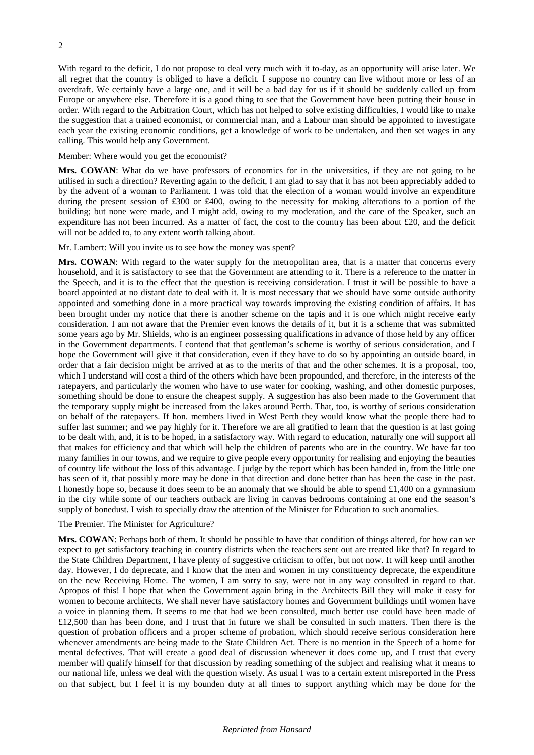With regard to the deficit, I do not propose to deal very much with it to-day, as an opportunity will arise later. We all regret that the country is obliged to have a deficit. I suppose no country can live without more or less of an overdraft. We certainly have a large one, and it will be a bad day for us if it should be suddenly called up from Europe or anywhere else. Therefore it is a good thing to see that the Government have been putting their house in order. With regard to the Arbitration Court, which has not helped to solve existing difficulties, I would like to make the suggestion that a trained economist, or commercial man, and a Labour man should be appointed to investigate each year the existing economic conditions, get a knowledge of work to be undertaken, and then set wages in any calling. This would help any Government.

Member: Where would you get the economist?

**Mrs. COWAN**: What do we have professors of economics for in the universities, if they are not going to be utilised in such a direction? Reverting again to the deficit, I am glad to say that it has not been appreciably added to by the advent of a woman to Parliament. I was told that the election of a woman would involve an expenditure during the present session of £300 or £400, owing to the necessity for making alterations to a portion of the building; but none were made, and I might add, owing to my moderation, and the care of the Speaker, such an expenditure has not been incurred. As a matter of fact, the cost to the country has been about £20, and the deficit will not be added to, to any extent worth talking about.

Mr. Lambert: Will you invite us to see how the money was spent?

**Mrs. COWAN**: With regard to the water supply for the metropolitan area, that is a matter that concerns every household, and it is satisfactory to see that the Government are attending to it. There is a reference to the matter in the Speech, and it is to the effect that the question is receiving consideration. I trust it will be possible to have a board appointed at no distant date to deal with it. It is most necessary that we should have some outside authority appointed and something done in a more practical way towards improving the existing condition of affairs. It has been brought under my notice that there is another scheme on the tapis and it is one which might receive early consideration. I am not aware that the Premier even knows the details of it, but it is a scheme that was submitted some years ago by Mr. Shields, who is an engineer possessing qualifications in advance of those held by any officer in the Government departments. I contend that that gentleman's scheme is worthy of serious consideration, and I hope the Government will give it that consideration, even if they have to do so by appointing an outside board, in order that a fair decision might be arrived at as to the merits of that and the other schemes. It is a proposal, too, which I understand will cost a third of the others which have been propounded, and therefore, in the interests of the ratepayers, and particularly the women who have to use water for cooking, washing, and other domestic purposes, something should be done to ensure the cheapest supply. A suggestion has also been made to the Government that the temporary supply might be increased from the lakes around Perth. That, too, is worthy of serious consideration on behalf of the ratepayers. If hon. members lived in West Perth they would know what the people there had to suffer last summer; and we pay highly for it. Therefore we are all gratified to learn that the question is at last going to be dealt with, and, it is to be hoped, in a satisfactory way. With regard to education, naturally one will support all that makes for efficiency and that which will help the children of parents who are in the country. We have far too many families in our towns, and we require to give people every opportunity for realising and enjoying the beauties of country life without the loss of this advantage. I judge by the report which has been handed in, from the little one has seen of it, that possibly more may be done in that direction and done better than has been the case in the past. I honestly hope so, because it does seem to be an anomaly that we should be able to spend £1,400 on a gymnasium in the city while some of our teachers outback are living in canvas bedrooms containing at one end the season's supply of bonedust. I wish to specially draw the attention of the Minister for Education to such anomalies.

The Premier. The Minister for Agriculture?

**Mrs. COWAN**: Perhaps both of them. It should be possible to have that condition of things altered, for how can we expect to get satisfactory teaching in country districts when the teachers sent out are treated like that? In regard to the State Children Department, I have plenty of suggestive criticism to offer, but not now. It will keep until another day. However, I do deprecate, and I know that the men and women in my constituency deprecate, the expenditure on the new Receiving Home. The women, I am sorry to say, were not in any way consulted in regard to that. Apropos of this! I hope that when the Government again bring in the Architects Bill they will make it easy for women to become architects. We shall never have satisfactory homes and Government buildings until women have a voice in planning them. It seems to me that had we been consulted, much better use could have been made of £12,500 than has been done, and I trust that in future we shall be consulted in such matters. Then there is the question of probation officers and a proper scheme of probation, which should receive serious consideration here whenever amendments are being made to the State Children Act. There is no mention in the Speech of a home for mental defectives. That will create a good deal of discussion whenever it does come up, and I trust that every member will qualify himself for that discussion by reading something of the subject and realising what it means to our national life, unless we deal with the question wisely. As usual I was to a certain extent misreported in the Press on that subject, but I feel it is my bounden duty at all times to support anything which may be done for the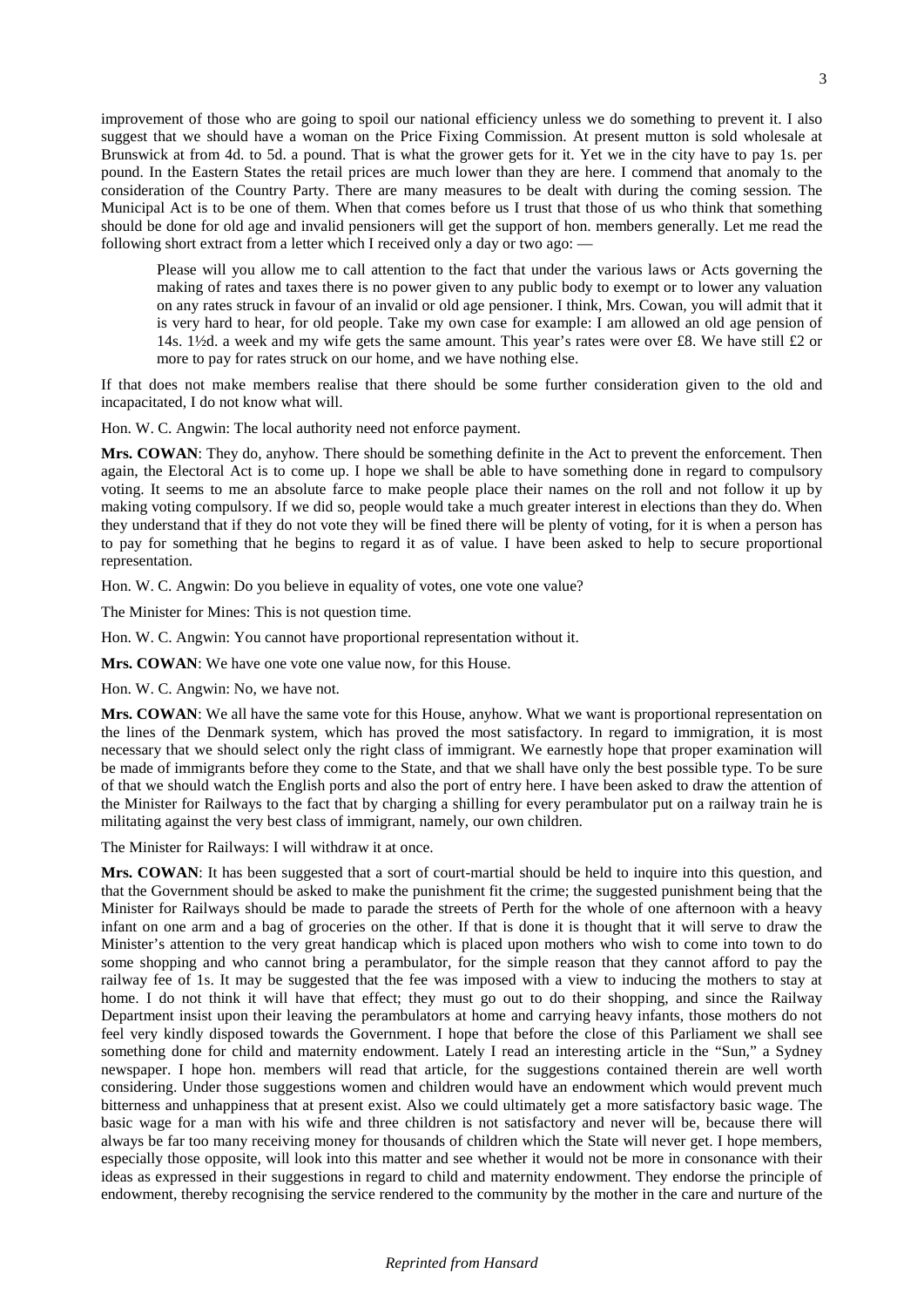improvement of those who are going to spoil our national efficiency unless we do something to prevent it. I also suggest that we should have a woman on the Price Fixing Commission. At present mutton is sold wholesale at Brunswick at from 4d. to 5d. a pound. That is what the grower gets for it. Yet we in the city have to pay 1s. per pound. In the Eastern States the retail prices are much lower than they are here. I commend that anomaly to the consideration of the Country Party. There are many measures to be dealt with during the coming session. The Municipal Act is to be one of them. When that comes before us I trust that those of us who think that something should be done for old age and invalid pensioners will get the support of hon. members generally. Let me read the following short extract from a letter which I received only a day or two ago: —

> Please will you allow me to call attention to the fact that under the various laws or Acts governing the making of rates and taxes there is no power given to any public body to exempt or to lower any valuation on any rates struck in favour of an invalid or old age pensioner. I think, Mrs. Cowan, you will admit that it is very hard to hear, for old people. Take my own case for example: I am allowed an old age pension of 14s. 1½d. a week and my wife gets the same amount. This year's rates were over £8. We have still £2 or more to pay for rates struck on our home, and we have nothing else.

If that does not make members realise that there should be some further consideration given to the old and incapacitated, I do not know what will.

Hon. W. C. Angwin: The local authority need not enforce payment.

**Mrs. COWAN**: They do, anyhow. There should be something definite in the Act to prevent the enforcement. Then again, the Electoral Act is to come up. I hope we shall be able to have something done in regard to compulsory voting. It seems to me an absolute farce to make people place their names on the roll and not follow it up by making voting compulsory. If we did so, people would take a much greater interest in elections than they do. When they understand that if they do not vote they will be fined there will be plenty of voting, for it is when a person has to pay for something that he begins to regard it as of value. I have been asked to help to secure proportional representation.

Hon. W. C. Angwin: Do you believe in equality of votes, one vote one value?

The Minister for Mines: This is not question time.

Hon. W. C. Angwin: You cannot have proportional representation without it.

**Mrs. COWAN**: We have one vote one value now, for this House.

Hon. W. C. Angwin: No, we have not.

**Mrs. COWAN**: We all have the same vote for this House, anyhow. What we want is proportional representation on the lines of the Denmark system, which has proved the most satisfactory. In regard to immigration, it is most necessary that we should select only the right class of immigrant. We earnestly hope that proper examination will be made of immigrants before they come to the State, and that we shall have only the best possible type. To be sure of that we should watch the English ports and also the port of entry here. I have been asked to draw the attention of the Minister for Railways to the fact that by charging a shilling for every perambulator put on a railway train he is militating against the very best class of immigrant, namely, our own children.

The Minister for Railways: I will withdraw it at once.

**Mrs. COWAN**: It has been suggested that a sort of court-martial should be held to inquire into this question, and that the Government should be asked to make the punishment fit the crime; the suggested punishment being that the Minister for Railways should be made to parade the streets of Perth for the whole of one afternoon with a heavy infant on one arm and a bag of groceries on the other. If that is done it is thought that it will serve to draw the Minister's attention to the very great handicap which is placed upon mothers who wish to come into town to do some shopping and who cannot bring a perambulator, for the simple reason that they cannot afford to pay the railway fee of 1s. It may be suggested that the fee was imposed with a view to inducing the mothers to stay at home. I do not think it will have that effect; they must go out to do their shopping, and since the Railway Department insist upon their leaving the perambulators at home and carrying heavy infants, those mothers do not feel very kindly disposed towards the Government. I hope that before the close of this Parliament we shall see something done for child and maternity endowment. Lately I read an interesting article in the "Sun," a Sydney newspaper. I hope hon. members will read that article, for the suggestions contained therein are well worth considering. Under those suggestions women and children would have an endowment which would prevent much bitterness and unhappiness that at present exist. Also we could ultimately get a more satisfactory basic wage. The basic wage for a man with his wife and three children is not satisfactory and never will be, because there will always be far too many receiving money for thousands of children which the State will never get. I hope members, especially those opposite, will look into this matter and see whether it would not be more in consonance with their ideas as expressed in their suggestions in regard to child and maternity endowment. They endorse the principle of endowment, thereby recognising the service rendered to the community by the mother in the care and nurture of the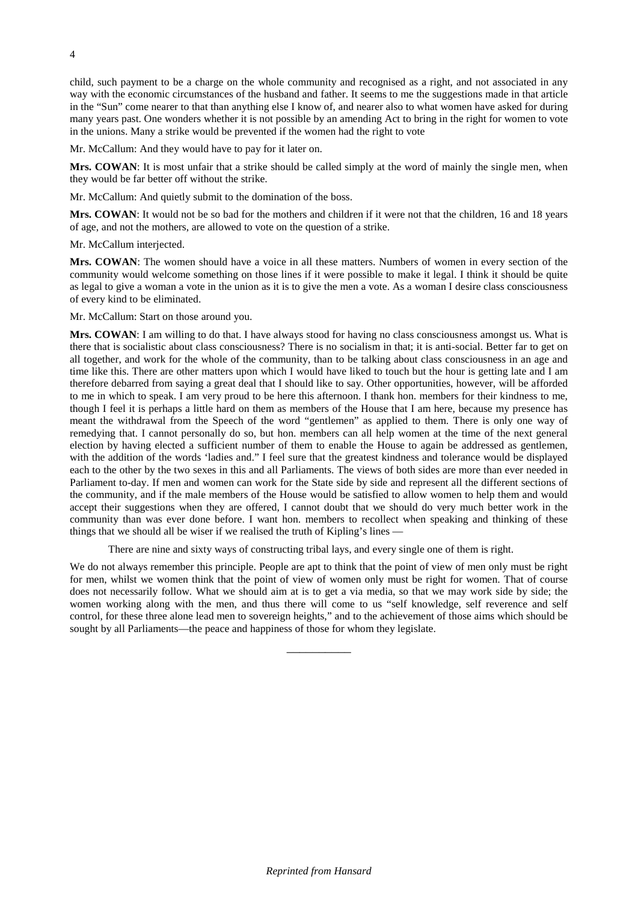child, such payment to be a charge on the whole community and recognised as a right, and not associated in any way with the economic circumstances of the husband and father. It seems to me the suggestions made in that article in the "Sun" come nearer to that than anything else I know of, and nearer also to what women have asked for during many years past. One wonders whether it is not possible by an amending Act to bring in the right for women to vote in the unions. Many a strike would be prevented if the women had the right to vote

Mr. McCallum: And they would have to pay for it later on.

**Mrs. COWAN**: It is most unfair that a strike should be called simply at the word of mainly the single men, when they would be far better off without the strike.

Mr. McCallum: And quietly submit to the domination of the boss.

**Mrs. COWAN**: It would not be so bad for the mothers and children if it were not that the children, 16 and 18 years of age, and not the mothers, are allowed to vote on the question of a strike.

Mr. McCallum interjected.

**Mrs. COWAN**: The women should have a voice in all these matters. Numbers of women in every section of the community would welcome something on those lines if it were possible to make it legal. I think it should be quite as legal to give a woman a vote in the union as it is to give the men a vote. As a woman I desire class consciousness of every kind to be eliminated.

Mr. McCallum: Start on those around you.

**Mrs. COWAN**: I am willing to do that. I have always stood for having no class consciousness amongst us. What is there that is socialistic about class consciousness? There is no socialism in that; it is anti-social. Better far to get on all together, and work for the whole of the community, than to be talking about class consciousness in an age and time like this. There are other matters upon which I would have liked to touch but the hour is getting late and I am therefore debarred from saying a great deal that I should like to say. Other opportunities, however, will be afforded to me in which to speak. I am very proud to be here this afternoon. I thank hon. members for their kindness to me, though I feel it is perhaps a little hard on them as members of the House that I am here, because my presence has meant the withdrawal from the Speech of the word "gentlemen" as applied to them. There is only one way of remedying that. I cannot personally do so, but hon. members can all help women at the time of the next general election by having elected a sufficient number of them to enable the House to again be addressed as gentlemen, with the addition of the words 'ladies and." I feel sure that the greatest kindness and tolerance would be displayed each to the other by the two sexes in this and all Parliaments. The views of both sides are more than ever needed in Parliament to-day. If men and women can work for the State side by side and represent all the different sections of the community, and if the male members of the House would be satisfied to allow women to help them and would accept their suggestions when they are offered, I cannot doubt that we should do very much better work in the community than was ever done before. I want hon. members to recollect when speaking and thinking of these things that we should all be wiser if we realised the truth of Kipling's lines —

> There are nine and sixty ways of constructing tribal lays, and every single one of them is right.

We do not always remember this principle. People are apt to think that the point of view of men only must be right for men, whilst we women think that the point of view of women only must be right for women. That of course does not necessarily follow. What we should aim at is to get a via media, so that we may work side by side; the women working along with the men, and thus there will come to us "self knowledge, self reverence and self control, for these three alone lead men to sovereign heights," and to the achievement of those aims which should be sought by all Parliaments—the peace and happiness of those for whom they legislate.

---

*Reprinted from Hansard*